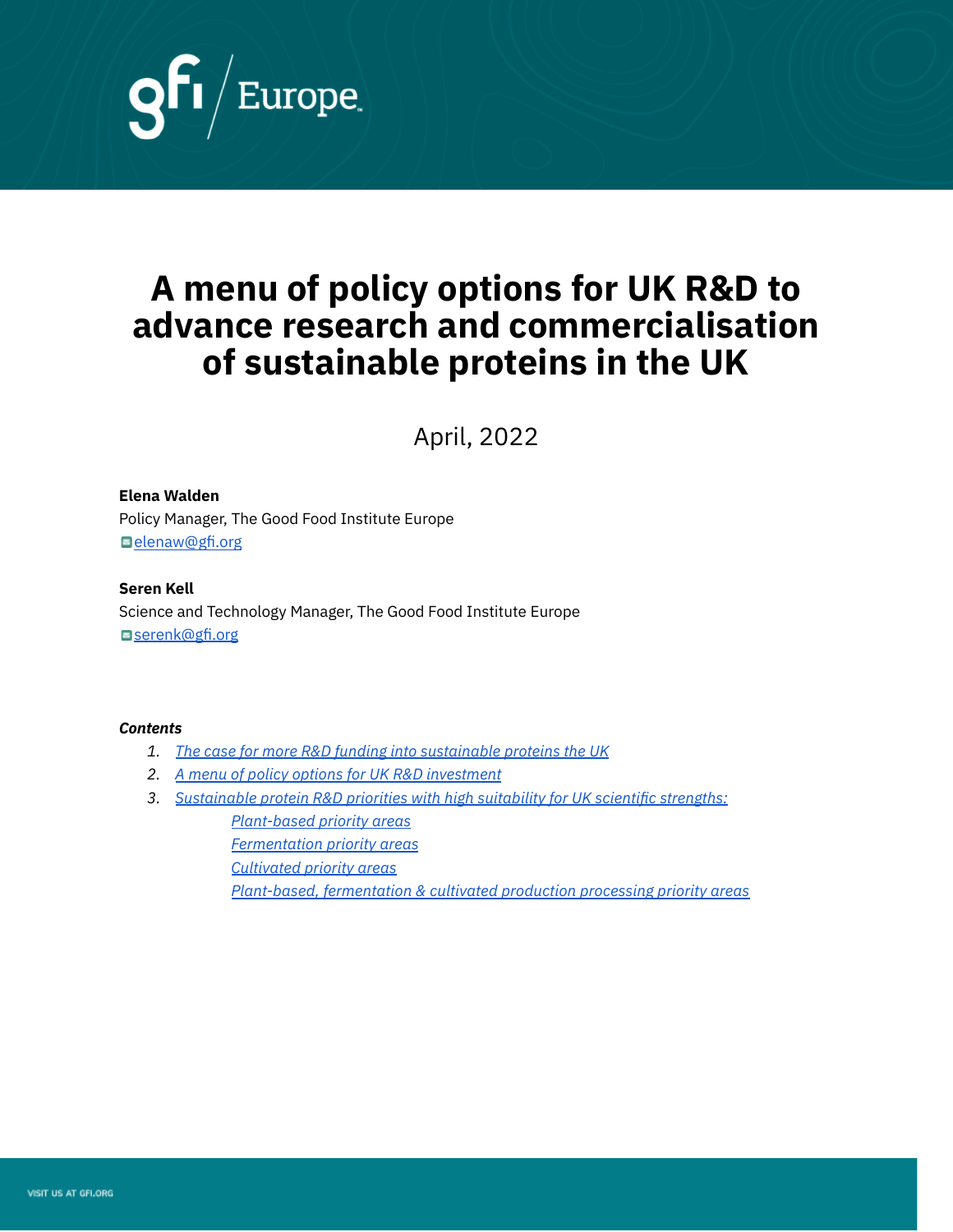# A menu of policy options for UK R&D to advance research and commercialisation of sustainable proteins in the UK

April, 2022

**Elena Walden**
Policy Manager, The Good Food Institute Europe
elenaw@gfi.org

**Seren Kell**
Science and Technology Manager, The Good Food Institute Europe
serenk@gfi.org

***Contents***

1. *The case for more R&D funding into sustainable proteins the UK*
2. *A menu of policy options for UK R&D investment*
3. *Sustainable protein R&D priorities with high suitability for UK scientific strengths:*
   - *Plant-based priority areas*
   - *Fermentation priority areas*
   - *Cultivated priority areas*
   - *Plant-based, fermentation & cultivated production processing priority areas*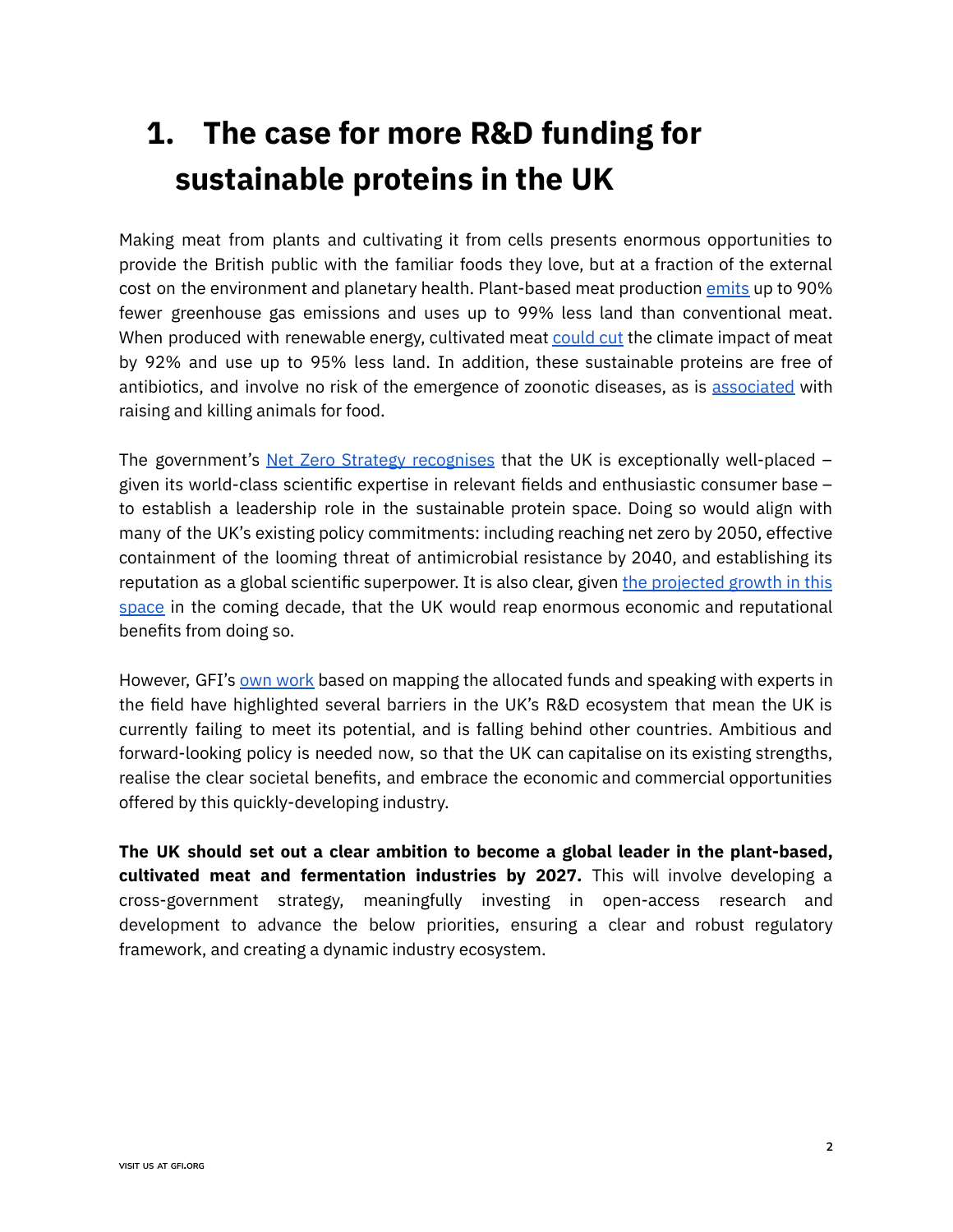# 1. The case for more R&D funding for sustainable proteins in the UK

Making meat from plants and cultivating it from cells presents enormous opportunities to provide the British public with the familiar foods they love, but at a fraction of the external cost on the environment and planetary health. Plant-based meat production emits up to 90% fewer greenhouse gas emissions and uses up to 99% less land than conventional meat. When produced with renewable energy, cultivated meat could cut the climate impact of meat by 92% and use up to 95% less land. In addition, these sustainable proteins are free of antibiotics, and involve no risk of the emergence of zoonotic diseases, as is associated with raising and killing animals for food.

The government's Net Zero Strategy recognises that the UK is exceptionally well-placed – given its world-class scientific expertise in relevant fields and enthusiastic consumer base – to establish a leadership role in the sustainable protein space. Doing so would align with many of the UK's existing policy commitments: including reaching net zero by 2050, effective containment of the looming threat of antimicrobial resistance by 2040, and establishing its reputation as a global scientific superpower. It is also clear, given the projected growth in this space in the coming decade, that the UK would reap enormous economic and reputational benefits from doing so.

However, GFI's own work based on mapping the allocated funds and speaking with experts in the field have highlighted several barriers in the UK's R&D ecosystem that mean the UK is currently failing to meet its potential, and is falling behind other countries. Ambitious and forward-looking policy is needed now, so that the UK can capitalise on its existing strengths, realise the clear societal benefits, and embrace the economic and commercial opportunities offered by this quickly-developing industry.

**The UK should set out a clear ambition to become a global leader in the plant-based, cultivated meat and fermentation industries by 2027.** This will involve developing a cross-government strategy, meaningfully investing in open-access research and development to advance the below priorities, ensuring a clear and robust regulatory framework, and creating a dynamic industry ecosystem.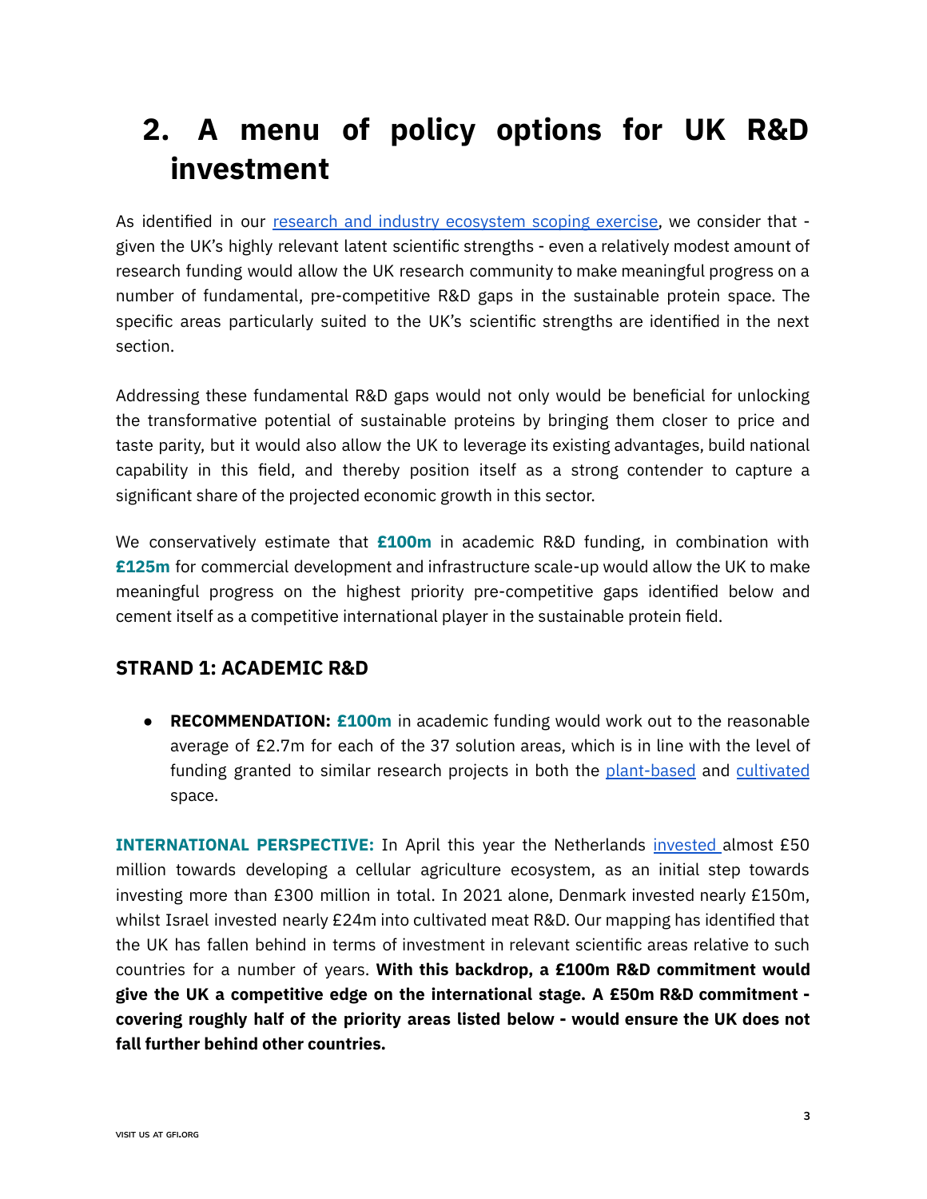# 2. A menu of policy options for UK R&D investment

As identified in our research and industry ecosystem scoping exercise, we consider that - given the UK's highly relevant latent scientific strengths - even a relatively modest amount of research funding would allow the UK research community to make meaningful progress on a number of fundamental, pre-competitive R&D gaps in the sustainable protein space. The specific areas particularly suited to the UK's scientific strengths are identified in the next section.

Addressing these fundamental R&D gaps would not only would be beneficial for unlocking the transformative potential of sustainable proteins by bringing them closer to price and taste parity, but it would also allow the UK to leverage its existing advantages, build national capability in this field, and thereby position itself as a strong contender to capture a significant share of the projected economic growth in this sector.

We conservatively estimate that **£100m** in academic R&D funding, in combination with **£125m** for commercial development and infrastructure scale-up would allow the UK to make meaningful progress on the highest priority pre-competitive gaps identified below and cement itself as a competitive international player in the sustainable protein field.

## STRAND 1: ACADEMIC R&D

- **RECOMMENDATION: £100m** in academic funding would work out to the reasonable average of £2.7m for each of the 37 solution areas, which is in line with the level of funding granted to similar research projects in both the plant-based and cultivated space.

**INTERNATIONAL PERSPECTIVE:** In April this year the Netherlands invested almost £50 million towards developing a cellular agriculture ecosystem, as an initial step towards investing more than £300 million in total. In 2021 alone, Denmark invested nearly £150m, whilst Israel invested nearly £24m into cultivated meat R&D. Our mapping has identified that the UK has fallen behind in terms of investment in relevant scientific areas relative to such countries for a number of years. **With this backdrop, a £100m R&D commitment would give the UK a competitive edge on the international stage. A £50m R&D commitment - covering roughly half of the priority areas listed below - would ensure the UK does not fall further behind other countries.**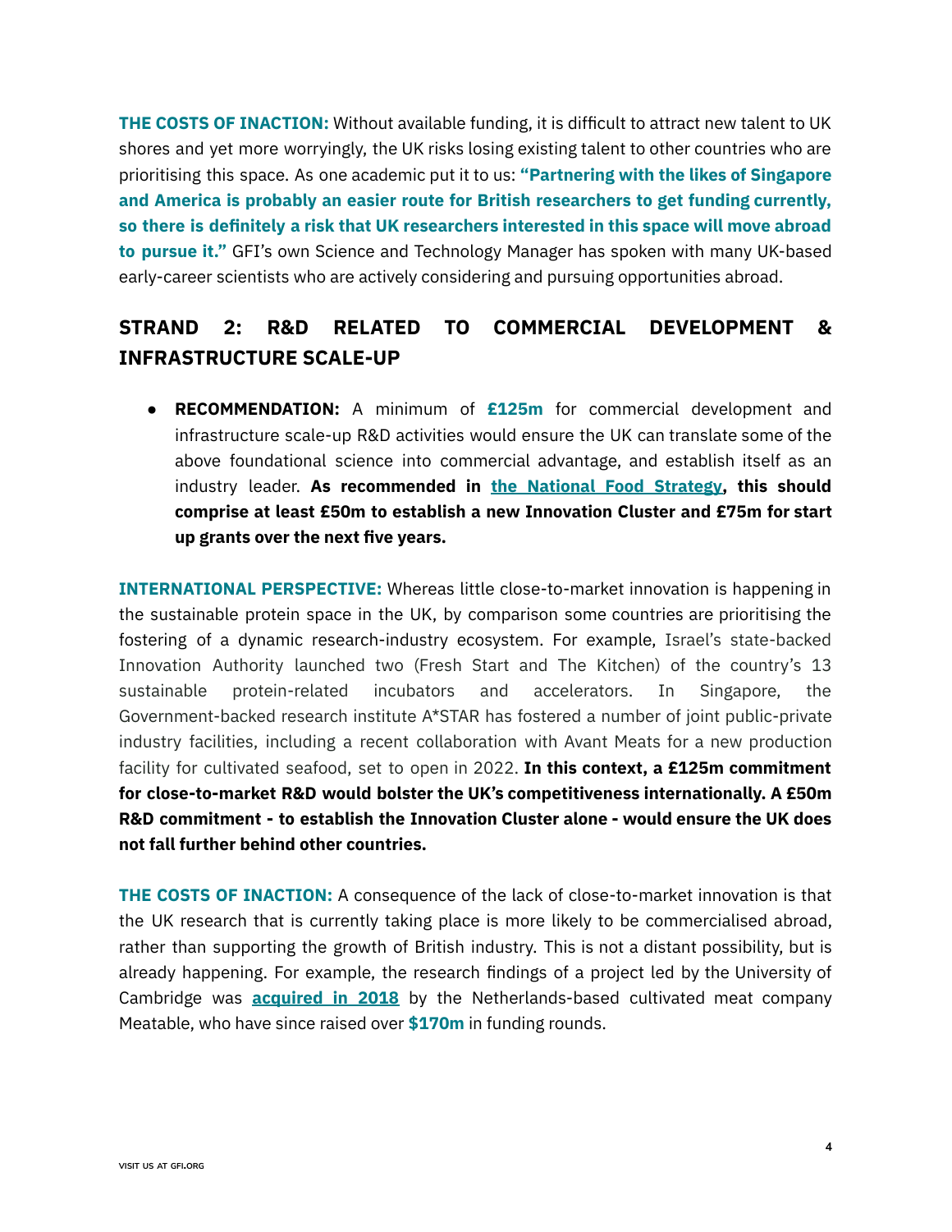**THE COSTS OF INACTION:** Without available funding, it is difficult to attract new talent to UK shores and yet more worryingly, the UK risks losing existing talent to other countries who are prioritising this space. As one academic put it to us: **"Partnering with the likes of Singapore and America is probably an easier route for British researchers to get funding currently, so there is definitely a risk that UK researchers interested in this space will move abroad to pursue it."** GFI's own Science and Technology Manager has spoken with many UK-based early-career scientists who are actively considering and pursuing opportunities abroad.

## STRAND 2: R&D RELATED TO COMMERCIAL DEVELOPMENT & INFRASTRUCTURE SCALE-UP

- **RECOMMENDATION:** A minimum of **£125m** for commercial development and infrastructure scale-up R&D activities would ensure the UK can translate some of the above foundational science into commercial advantage, and establish itself as an industry leader. **As recommended in the National Food Strategy, this should comprise at least £50m to establish a new Innovation Cluster and £75m for start up grants over the next five years.**

**INTERNATIONAL PERSPECTIVE:** Whereas little close-to-market innovation is happening in the sustainable protein space in the UK, by comparison some countries are prioritising the fostering of a dynamic research-industry ecosystem. For example, Israel's state-backed Innovation Authority launched two (Fresh Start and The Kitchen) of the country's 13 sustainable protein-related incubators and accelerators. In Singapore, the Government-backed research institute A*STAR has fostered a number of joint public-private industry facilities, including a recent collaboration with Avant Meats for a new production facility for cultivated seafood, set to open in 2022. **In this context, a £125m commitment for close-to-market R&D would bolster the UK's competitiveness internationally. A £50m R&D commitment - to establish the Innovation Cluster alone - would ensure the UK does not fall further behind other countries.**

**THE COSTS OF INACTION:** A consequence of the lack of close-to-market innovation is that the UK research that is currently taking place is more likely to be commercialised abroad, rather than supporting the growth of British industry. This is not a distant possibility, but is already happening. For example, the research findings of a project led by the University of Cambridge was **acquired in 2018** by the Netherlands-based cultivated meat company Meatable, who have since raised over **$170m** in funding rounds.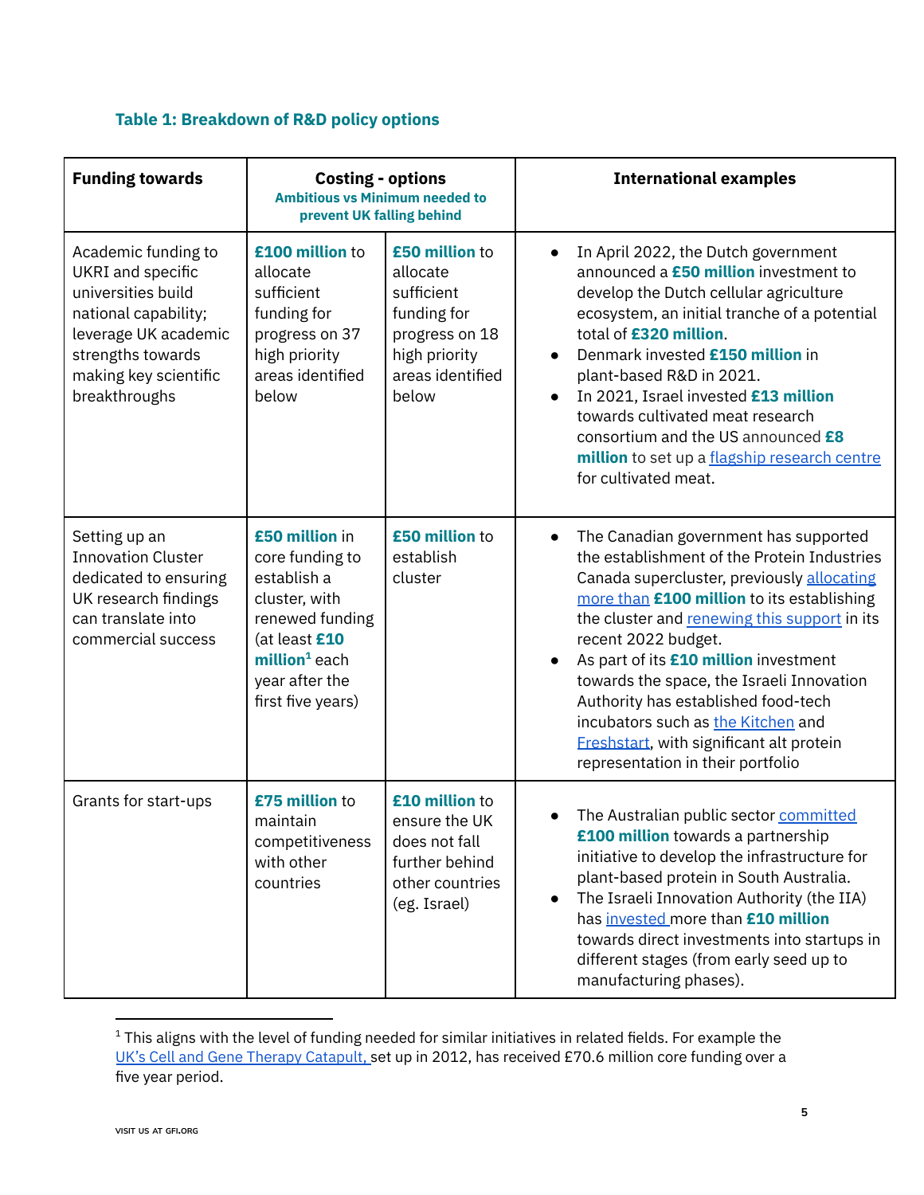### Table 1: Breakdown of R&D policy options

| Funding towards | Costing - options<br>Ambitious vs Minimum needed to prevent UK falling behind | | International examples |
|---|---|---|---|
| Academic funding to UKRI and specific universities build national capability; leverage UK academic strengths towards making key scientific breakthroughs | **£100 million** to allocate sufficient funding for progress on 37 high priority areas identified below | **£50 million** to allocate sufficient funding for progress on 18 high priority areas identified below | • In April 2022, the Dutch government announced a **£50 million** investment to develop the Dutch cellular agriculture ecosystem, an initial tranche of a potential total of **£320 million**.<br>• Denmark invested **£150 million** in plant-based R&D in 2021.<br>• In 2021, Israel invested **£13 million** towards cultivated meat research consortium and the US announced **£8 million** to set up a flagship research centre for cultivated meat. |
| Setting up an Innovation Cluster dedicated to ensuring UK research findings can translate into commercial success | **£50 million** in core funding to establish a cluster, with renewed funding (at least **£10 million**[1] each year after the first five years) | **£50 million** to establish cluster | • The Canadian government has supported the establishment of the Protein Industries Canada supercluster, previously allocating more than **£100 million** to its establishing the cluster and renewing this support in its recent 2022 budget.<br>• As part of its **£10 million** investment towards the space, the Israeli Innovation Authority has established food-tech incubators such as the Kitchen and Freshstart, with significant alt protein representation in their portfolio |
| Grants for start-ups | **£75 million** to maintain competitiveness with other countries | **£10 million** to ensure the UK does not fall further behind other countries (eg. Israel) | • The Australian public sector committed **£100 million** towards a partnership initiative to develop the infrastructure for plant-based protein in South Australia.<br>• The Israeli Innovation Authority (the IIA) has invested more than **£10 million** towards direct investments into startups in different stages (from early seed up to manufacturing phases). |

[1] This aligns with the level of funding needed for similar initiatives in related fields. For example the UK's Cell and Gene Therapy Catapult, set up in 2012, has received £70.6 million core funding over a five year period.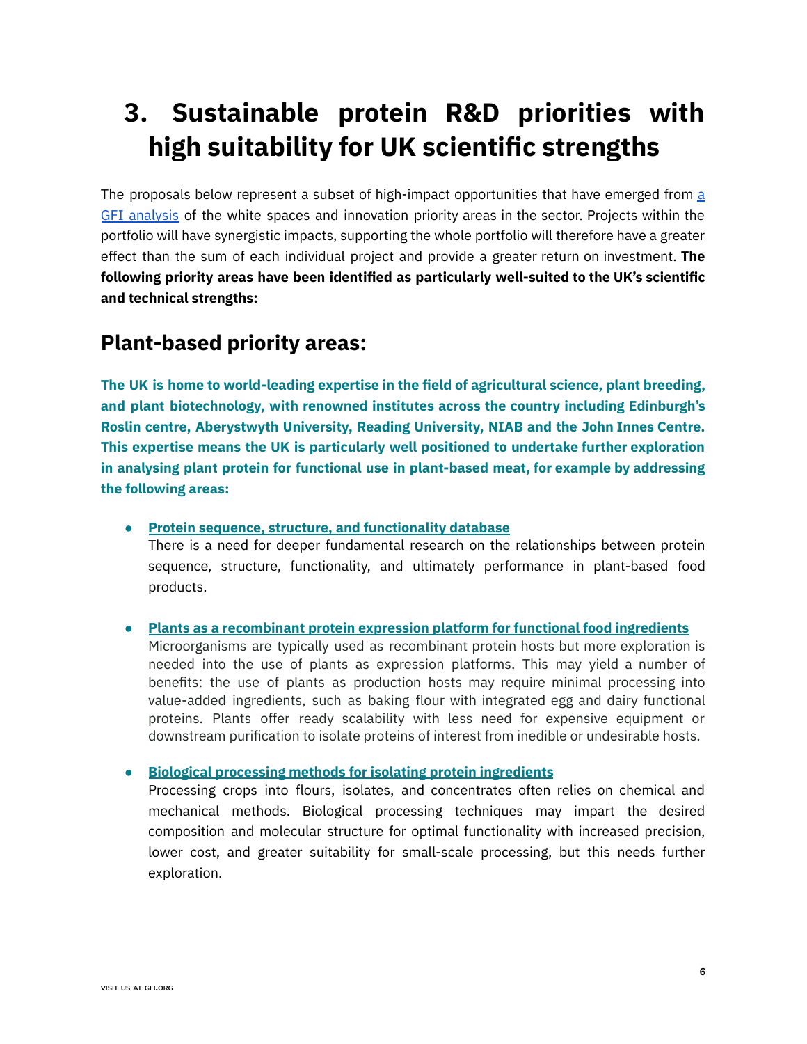# 3. Sustainable protein R&D priorities with high suitability for UK scientific strengths

The proposals below represent a subset of high-impact opportunities that have emerged from [a GFI analysis]() of the white spaces and innovation priority areas in the sector. Projects within the portfolio will have synergistic impacts, supporting the whole portfolio will therefore have a greater effect than the sum of each individual project and provide a greater return on investment. **The following priority areas have been identified as particularly well-suited to the UK's scientific and technical strengths:**

## Plant-based priority areas:

**The UK is home to world-leading expertise in the field of agricultural science, plant breeding, and plant biotechnology, with renowned institutes across the country including Edinburgh's Roslin centre, Aberystwyth University, Reading University, NIAB and the John Innes Centre. This expertise means the UK is particularly well positioned to undertake further exploration in analysing plant protein for functional use in plant-based meat, for example by addressing the following areas:**

- **Protein sequence, structure, and functionality database**
  There is a need for deeper fundamental research on the relationships between protein sequence, structure, functionality, and ultimately performance in plant-based food products.

- **Plants as a recombinant protein expression platform for functional food ingredients**
  Microorganisms are typically used as recombinant protein hosts but more exploration is needed into the use of plants as expression platforms. This may yield a number of benefits: the use of plants as production hosts may require minimal processing into value-added ingredients, such as baking flour with integrated egg and dairy functional proteins. Plants offer ready scalability with less need for expensive equipment or downstream purification to isolate proteins of interest from inedible or undesirable hosts.

- **Biological processing methods for isolating protein ingredients**
  Processing crops into flours, isolates, and concentrates often relies on chemical and mechanical methods. Biological processing techniques may impart the desired composition and molecular structure for optimal functionality with increased precision, lower cost, and greater suitability for small-scale processing, but this needs further exploration.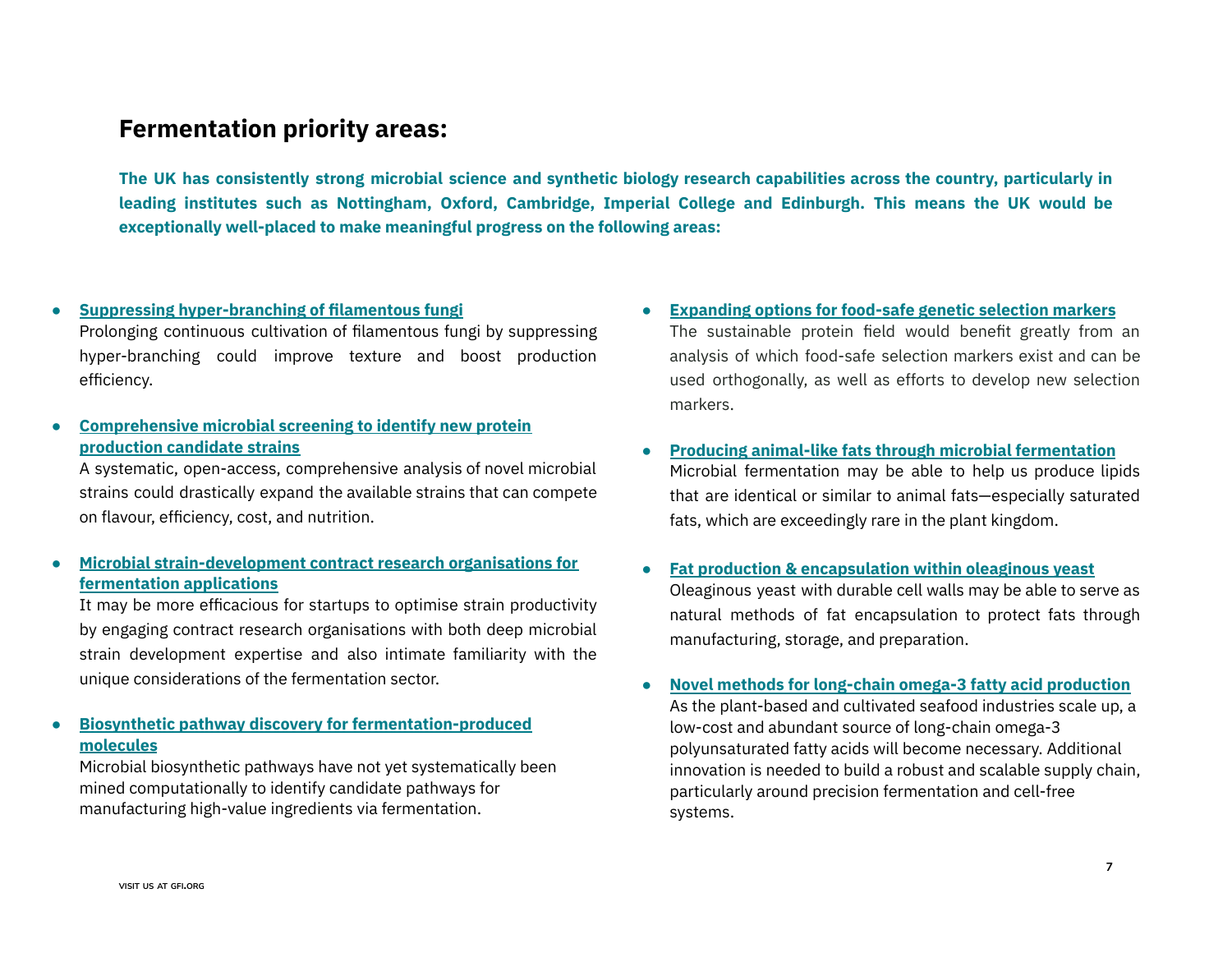## Fermentation priority areas:

**The UK has consistently strong microbial science and synthetic biology research capabilities across the country, particularly in leading institutes such as Nottingham, Oxford, Cambridge, Imperial College and Edinburgh. This means the UK would be exceptionally well-placed to make meaningful progress on the following areas:**

- **Suppressing hyper-branching of filamentous fungi**
  Prolonging continuous cultivation of filamentous fungi by suppressing hyper-branching could improve texture and boost production efficiency.

- **Comprehensive microbial screening to identify new protein production candidate strains**
  A systematic, open-access, comprehensive analysis of novel microbial strains could drastically expand the available strains that can compete on flavour, efficiency, cost, and nutrition.

- **Microbial strain-development contract research organisations for fermentation applications**
  It may be more efficacious for startups to optimise strain productivity by engaging contract research organisations with both deep microbial strain development expertise and also intimate familiarity with the unique considerations of the fermentation sector.

- **Biosynthetic pathway discovery for fermentation-produced molecules**
  Microbial biosynthetic pathways have not yet systematically been mined computationally to identify candidate pathways for manufacturing high-value ingredients via fermentation.

- **Expanding options for food-safe genetic selection markers**
  The sustainable protein field would benefit greatly from an analysis of which food-safe selection markers exist and can be used orthogonally, as well as efforts to develop new selection markers.

- **Producing animal-like fats through microbial fermentation**
  Microbial fermentation may be able to help us produce lipids that are identical or similar to animal fats—especially saturated fats, which are exceedingly rare in the plant kingdom.

- **Fat production & encapsulation within oleaginous yeast**
  Oleaginous yeast with durable cell walls may be able to serve as natural methods of fat encapsulation to protect fats through manufacturing, storage, and preparation.

- **Novel methods for long-chain omega-3 fatty acid production**
  As the plant-based and cultivated seafood industries scale up, a low-cost and abundant source of long-chain omega-3 polyunsaturated fatty acids will become necessary. Additional innovation is needed to build a robust and scalable supply chain, particularly around precision fermentation and cell-free systems.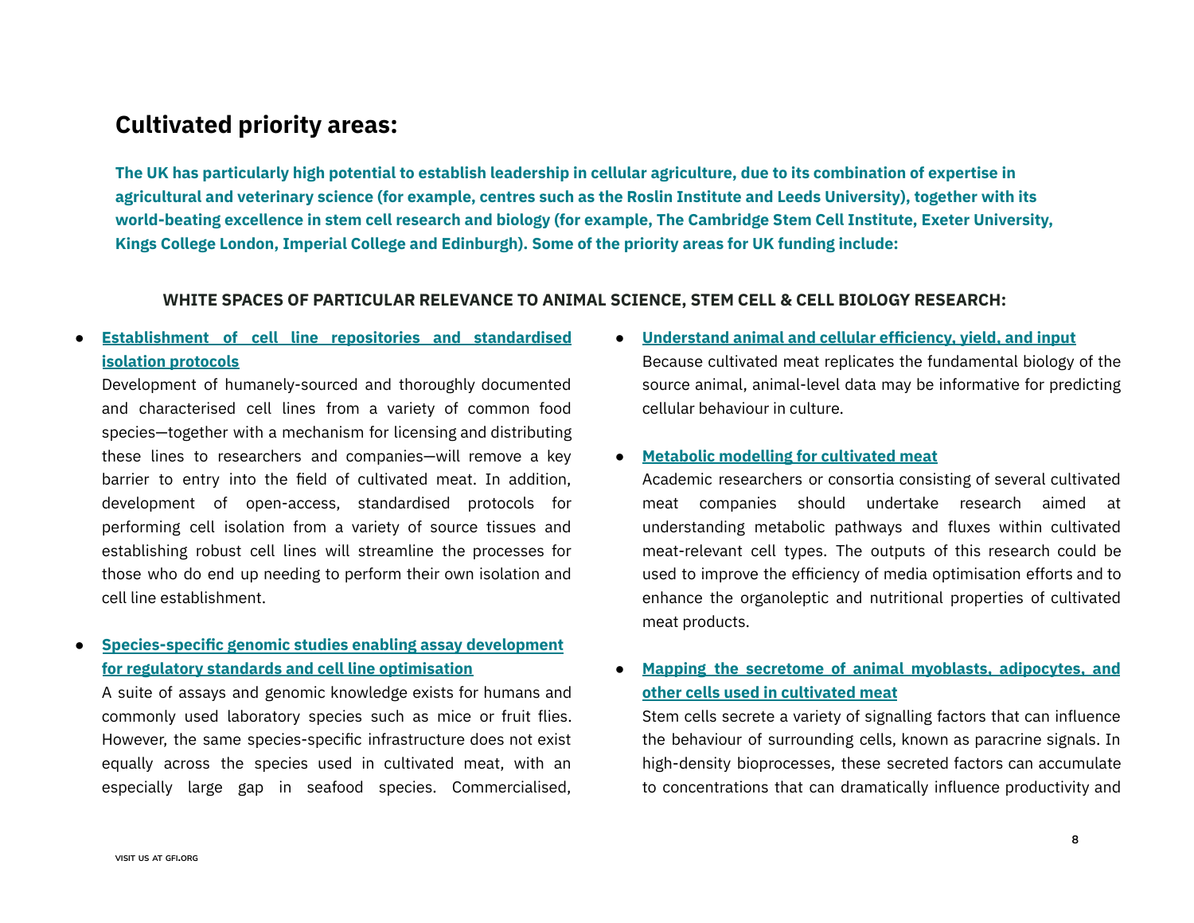## Cultivated priority areas:

**The UK has particularly high potential to establish leadership in cellular agriculture, due to its combination of expertise in agricultural and veterinary science (for example, centres such as the Roslin Institute and Leeds University), together with its world-beating excellence in stem cell research and biology (for example, The Cambridge Stem Cell Institute, Exeter University, Kings College London, Imperial College and Edinburgh). Some of the priority areas for UK funding include:**

### WHITE SPACES OF PARTICULAR RELEVANCE TO ANIMAL SCIENCE, STEM CELL & CELL BIOLOGY RESEARCH:

- **Establishment of cell line repositories and standardised isolation protocols**
  Development of humanely-sourced and thoroughly documented and characterised cell lines from a variety of common food species—together with a mechanism for licensing and distributing these lines to researchers and companies—will remove a key barrier to entry into the field of cultivated meat. In addition, development of open-access, standardised protocols for performing cell isolation from a variety of source tissues and establishing robust cell lines will streamline the processes for those who do end up needing to perform their own isolation and cell line establishment.

- **Species-specific genomic studies enabling assay development for regulatory standards and cell line optimisation**
  A suite of assays and genomic knowledge exists for humans and commonly used laboratory species such as mice or fruit flies. However, the same species-specific infrastructure does not exist equally across the species used in cultivated meat, with an especially large gap in seafood species. Commercialised,

- **Understand animal and cellular efficiency, yield, and input**
  Because cultivated meat replicates the fundamental biology of the source animal, animal-level data may be informative for predicting cellular behaviour in culture.

- **Metabolic modelling for cultivated meat**
  Academic researchers or consortia consisting of several cultivated meat companies should undertake research aimed at understanding metabolic pathways and fluxes within cultivated meat-relevant cell types. The outputs of this research could be used to improve the efficiency of media optimisation efforts and to enhance the organoleptic and nutritional properties of cultivated meat products.

- **Mapping the secretome of animal myoblasts, adipocytes, and other cells used in cultivated meat**
  Stem cells secrete a variety of signalling factors that can influence the behaviour of surrounding cells, known as paracrine signals. In high-density bioprocesses, these secreted factors can accumulate to concentrations that can dramatically influence productivity and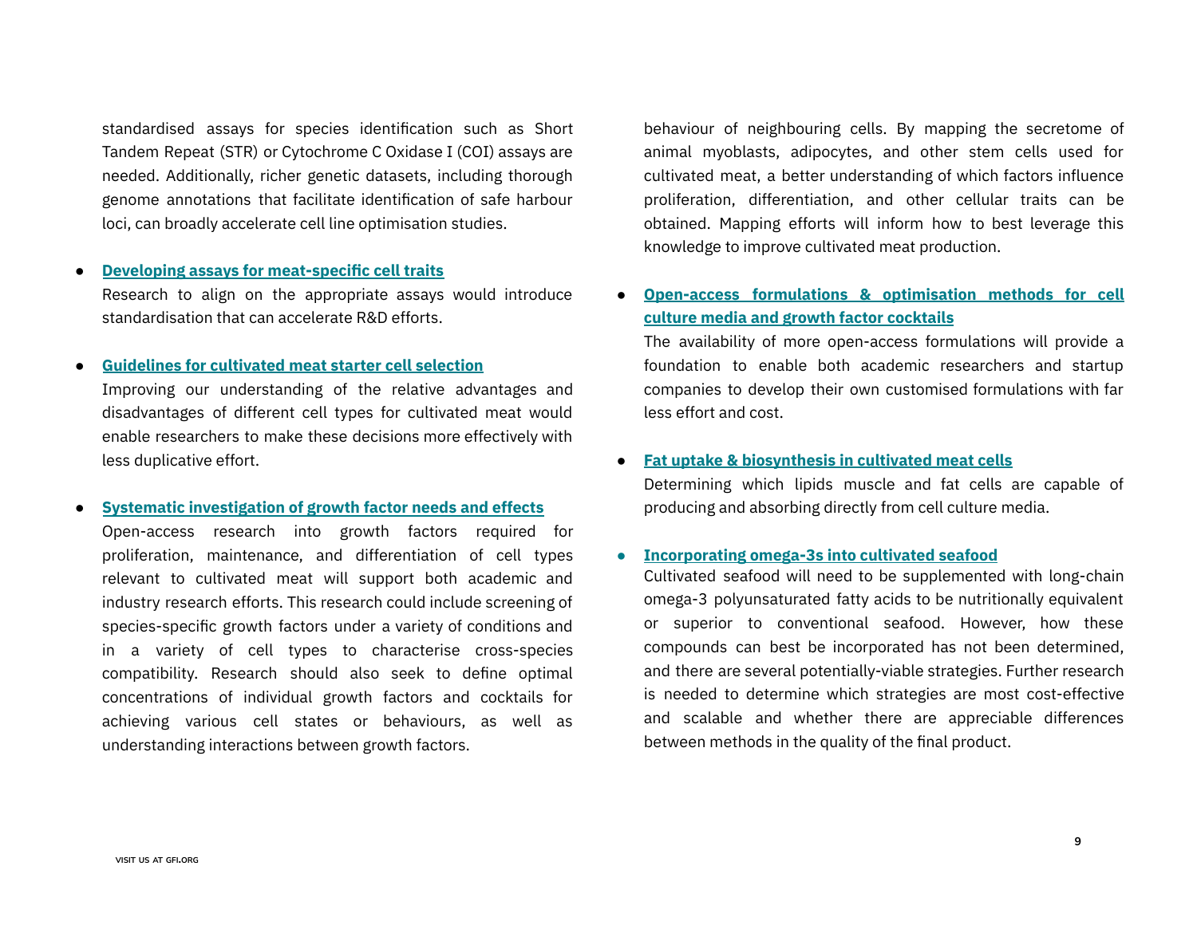standardised assays for species identification such as Short Tandem Repeat (STR) or Cytochrome C Oxidase I (COI) assays are needed. Additionally, richer genetic datasets, including thorough genome annotations that facilitate identification of safe harbour loci, can broadly accelerate cell line optimisation studies.

- **Developing assays for meat-specific cell traits**
  Research to align on the appropriate assays would introduce standardisation that can accelerate R&D efforts.

- **Guidelines for cultivated meat starter cell selection**
  Improving our understanding of the relative advantages and disadvantages of different cell types for cultivated meat would enable researchers to make these decisions more effectively with less duplicative effort.

- **Systematic investigation of growth factor needs and effects**
  Open-access research into growth factors required for proliferation, maintenance, and differentiation of cell types relevant to cultivated meat will support both academic and industry research efforts. This research could include screening of species-specific growth factors under a variety of conditions and in a variety of cell types to characterise cross-species compatibility. Research should also seek to define optimal concentrations of individual growth factors and cocktails for achieving various cell states or behaviours, as well as understanding interactions between growth factors.

behaviour of neighbouring cells. By mapping the secretome of animal myoblasts, adipocytes, and other stem cells used for cultivated meat, a better understanding of which factors influence proliferation, differentiation, and other cellular traits can be obtained. Mapping efforts will inform how to best leverage this knowledge to improve cultivated meat production.

- **Open-access formulations & optimisation methods for cell culture media and growth factor cocktails**
  The availability of more open-access formulations will provide a foundation to enable both academic researchers and startup companies to develop their own customised formulations with far less effort and cost.

- **Fat uptake & biosynthesis in cultivated meat cells**
  Determining which lipids muscle and fat cells are capable of producing and absorbing directly from cell culture media.

- **Incorporating omega-3s into cultivated seafood**
  Cultivated seafood will need to be supplemented with long-chain omega-3 polyunsaturated fatty acids to be nutritionally equivalent or superior to conventional seafood. However, how these compounds can best be incorporated has not been determined, and there are several potentially-viable strategies. Further research is needed to determine which strategies are most cost-effective and scalable and whether there are appreciable differences between methods in the quality of the final product.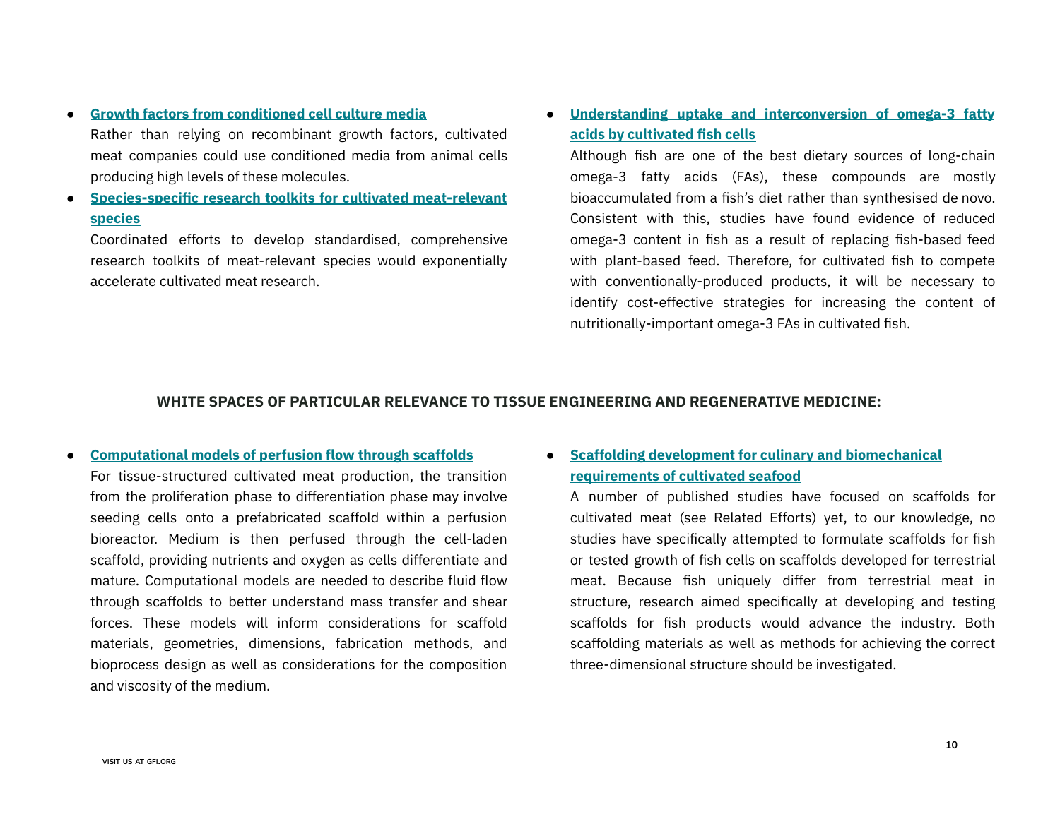- **Growth factors from conditioned cell culture media**
  Rather than relying on recombinant growth factors, cultivated meat companies could use conditioned media from animal cells producing high levels of these molecules.
- **Species-specific research toolkits for cultivated meat-relevant species**
  Coordinated efforts to develop standardised, comprehensive research toolkits of meat-relevant species would exponentially accelerate cultivated meat research.
- **Understanding uptake and interconversion of omega-3 fatty acids by cultivated fish cells**
  Although fish are one of the best dietary sources of long-chain omega-3 fatty acids (FAs), these compounds are mostly bioaccumulated from a fish's diet rather than synthesised de novo. Consistent with this, studies have found evidence of reduced omega-3 content in fish as a result of replacing fish-based feed with plant-based feed. Therefore, for cultivated fish to compete with conventionally-produced products, it will be necessary to identify cost-effective strategies for increasing the content of nutritionally-important omega-3 FAs in cultivated fish.

## WHITE SPACES OF PARTICULAR RELEVANCE TO TISSUE ENGINEERING AND REGENERATIVE MEDICINE:

- **Computational models of perfusion flow through scaffolds**
  For tissue-structured cultivated meat production, the transition from the proliferation phase to differentiation phase may involve seeding cells onto a prefabricated scaffold within a perfusion bioreactor. Medium is then perfused through the cell-laden scaffold, providing nutrients and oxygen as cells differentiate and mature. Computational models are needed to describe fluid flow through scaffolds to better understand mass transfer and shear forces. These models will inform considerations for scaffold materials, geometries, dimensions, fabrication methods, and bioprocess design as well as considerations for the composition and viscosity of the medium.
- **Scaffolding development for culinary and biomechanical requirements of cultivated seafood**
  A number of published studies have focused on scaffolds for cultivated meat (see Related Efforts) yet, to our knowledge, no studies have specifically attempted to formulate scaffolds for fish or tested growth of fish cells on scaffolds developed for terrestrial meat. Because fish uniquely differ from terrestrial meat in structure, research aimed specifically at developing and testing scaffolds for fish products would advance the industry. Both scaffolding materials as well as methods for achieving the correct three-dimensional structure should be investigated.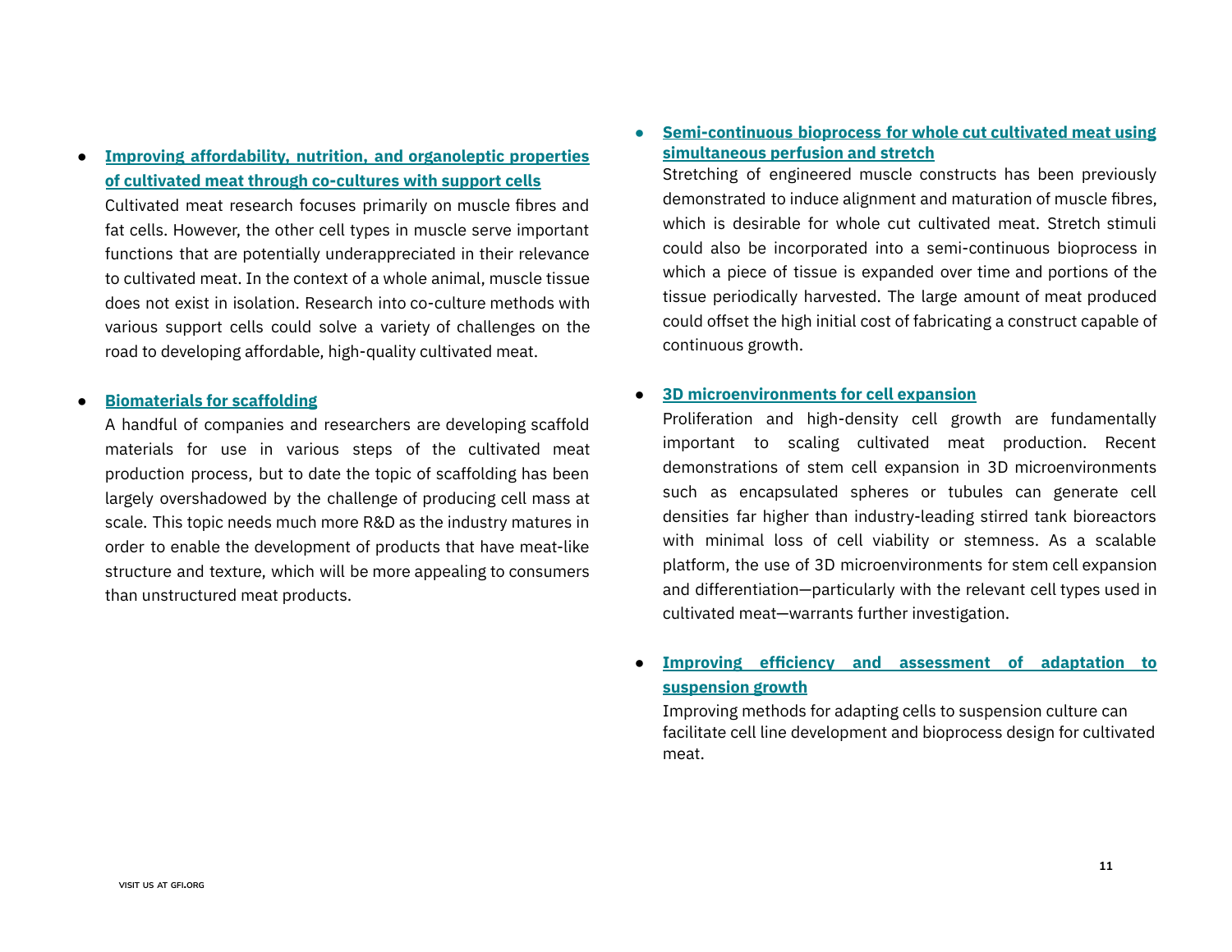- **Improving affordability, nutrition, and organoleptic properties of cultivated meat through co-cultures with support cells**
  Cultivated meat research focuses primarily on muscle fibres and fat cells. However, the other cell types in muscle serve important functions that are potentially underappreciated in their relevance to cultivated meat. In the context of a whole animal, muscle tissue does not exist in isolation. Research into co-culture methods with various support cells could solve a variety of challenges on the road to developing affordable, high-quality cultivated meat.

- **Biomaterials for scaffolding**
  A handful of companies and researchers are developing scaffold materials for use in various steps of the cultivated meat production process, but to date the topic of scaffolding has been largely overshadowed by the challenge of producing cell mass at scale. This topic needs much more R&D as the industry matures in order to enable the development of products that have meat-like structure and texture, which will be more appealing to consumers than unstructured meat products.

- **Semi-continuous bioprocess for whole cut cultivated meat using simultaneous perfusion and stretch**
  Stretching of engineered muscle constructs has been previously demonstrated to induce alignment and maturation of muscle fibres, which is desirable for whole cut cultivated meat. Stretch stimuli could also be incorporated into a semi-continuous bioprocess in which a piece of tissue is expanded over time and portions of the tissue periodically harvested. The large amount of meat produced could offset the high initial cost of fabricating a construct capable of continuous growth.

- **3D microenvironments for cell expansion**
  Proliferation and high-density cell growth are fundamentally important to scaling cultivated meat production. Recent demonstrations of stem cell expansion in 3D microenvironments such as encapsulated spheres or tubules can generate cell densities far higher than industry-leading stirred tank bioreactors with minimal loss of cell viability or stemness. As a scalable platform, the use of 3D microenvironments for stem cell expansion and differentiation—particularly with the relevant cell types used in cultivated meat—warrants further investigation.

- **Improving efficiency and assessment of adaptation to suspension growth**
  Improving methods for adapting cells to suspension culture can facilitate cell line development and bioprocess design for cultivated meat.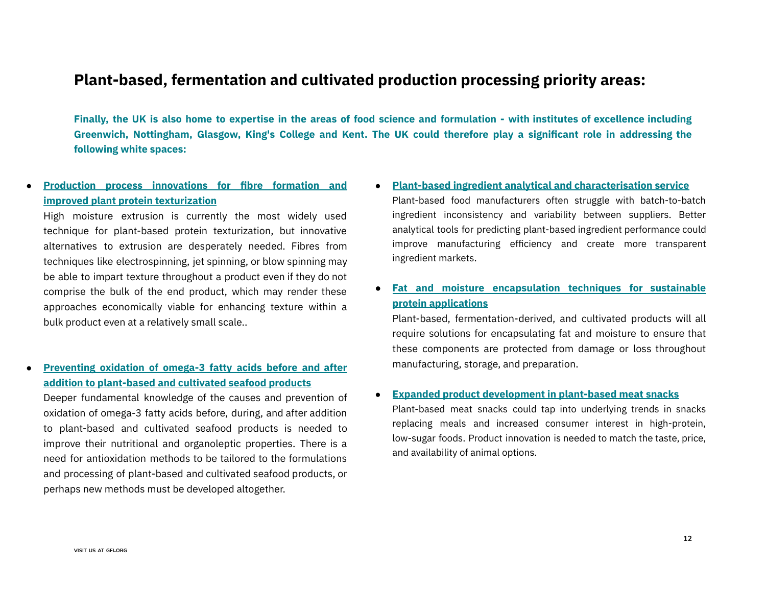## Plant-based, fermentation and cultivated production processing priority areas:

**Finally, the UK is also home to expertise in the areas of food science and formulation - with institutes of excellence including Greenwich, Nottingham, Glasgow, King's College and Kent. The UK could therefore play a significant role in addressing the following white spaces:**

- **Production process innovations for fibre formation and improved plant protein texturization**
  High moisture extrusion is currently the most widely used technique for plant-based protein texturization, but innovative alternatives to extrusion are desperately needed. Fibres from techniques like electrospinning, jet spinning, or blow spinning may be able to impart texture throughout a product even if they do not comprise the bulk of the end product, which may render these approaches economically viable for enhancing texture within a bulk product even at a relatively small scale..

- **Preventing oxidation of omega-3 fatty acids before and after addition to plant-based and cultivated seafood products**
  Deeper fundamental knowledge of the causes and prevention of oxidation of omega-3 fatty acids before, during, and after addition to plant-based and cultivated seafood products is needed to improve their nutritional and organoleptic properties. There is a need for antioxidation methods to be tailored to the formulations and processing of plant-based and cultivated seafood products, or perhaps new methods must be developed altogether.

- **Plant-based ingredient analytical and characterisation service**
  Plant-based food manufacturers often struggle with batch-to-batch ingredient inconsistency and variability between suppliers. Better analytical tools for predicting plant-based ingredient performance could improve manufacturing efficiency and create more transparent ingredient markets.

- **Fat and moisture encapsulation techniques for sustainable protein applications**
  Plant-based, fermentation-derived, and cultivated products will all require solutions for encapsulating fat and moisture to ensure that these components are protected from damage or loss throughout manufacturing, storage, and preparation.

- **Expanded product development in plant-based meat snacks**
  Plant-based meat snacks could tap into underlying trends in snacks replacing meals and increased consumer interest in high-protein, low-sugar foods. Product innovation is needed to match the taste, price, and availability of animal options.